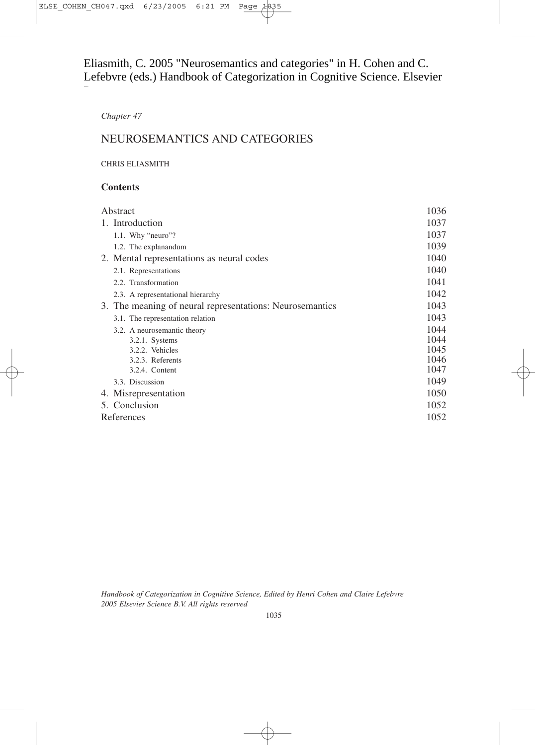Eliasmith, C. 2005 "Neurosemantics and categories" in H. Cohen and C. Lefebvre (eds.) Handbook of Categorization in Cognitive Science. Elsevier

*Chapter 47*

# NEUROSEMANTICS AND CATEGORIES

CHRIS ELIASMITH

## Contents

| | |
|---|---|
| Abstract | 1036 |
| 1. Introduction | 1037 |
| 1.1. Why "neuro"? | 1037 |
| 1.2. The explanandum | 1039 |
| 2. Mental representations as neural codes | 1040 |
| 2.1. Representations | 1040 |
| 2.2. Transformation | 1041 |
| 2.3. A representational hierarchy | 1042 |
| 3. The meaning of neural representations: Neurosemantics | 1043 |
| 3.1. The representation relation | 1043 |
| 3.2. A neurosemantic theory | 1044 |
| 3.2.1. Systems | 1044 |
| 3.2.2. Vehicles | 1045 |
| 3.2.3. Referents | 1046 |
| 3.2.4. Content | 1047 |
| 3.3. Discussion | 1049 |
| 4. Misrepresentation | 1050 |
| 5. Conclusion | 1052 |
| References | 1052 |

*Handbook of Categorization in Cognitive Science, Edited by Henri Cohen and Claire Lefebvre*
*2005 Elsevier Science B.V. All rights reserved*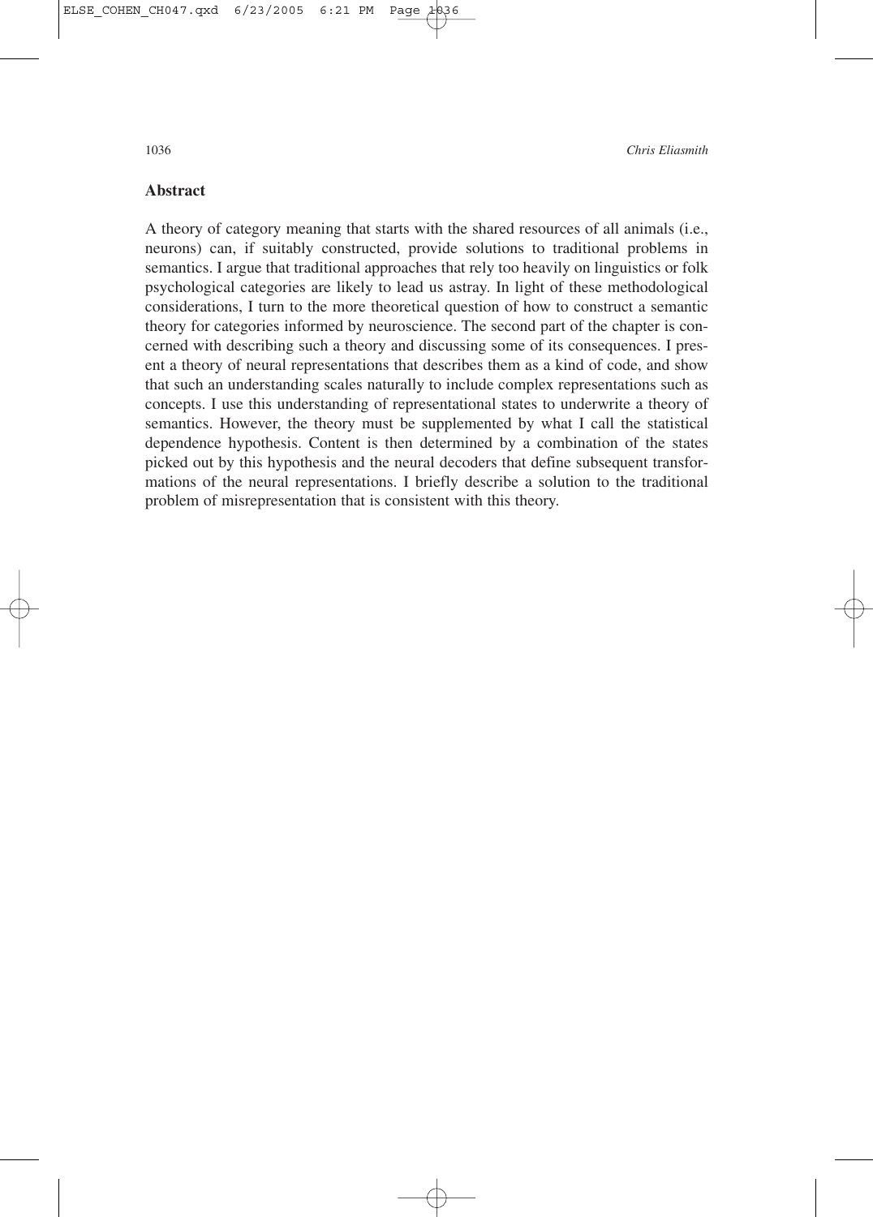## Abstract

A theory of category meaning that starts with the shared resources of all animals (i.e., neurons) can, if suitably constructed, provide solutions to traditional problems in semantics. I argue that traditional approaches that rely too heavily on linguistics or folk psychological categories are likely to lead us astray. In light of these methodological considerations, I turn to the more theoretical question of how to construct a semantic theory for categories informed by neuroscience. The second part of the chapter is concerned with describing such a theory and discussing some of its consequences. I present a theory of neural representations that describes them as a kind of code, and show that such an understanding scales naturally to include complex representations such as concepts. I use this understanding of representational states to underwrite a theory of semantics. However, the theory must be supplemented by what I call the statistical dependence hypothesis. Content is then determined by a combination of the states picked out by this hypothesis and the neural decoders that define subsequent transformations of the neural representations. I briefly describe a solution to the traditional problem of misrepresentation that is consistent with this theory.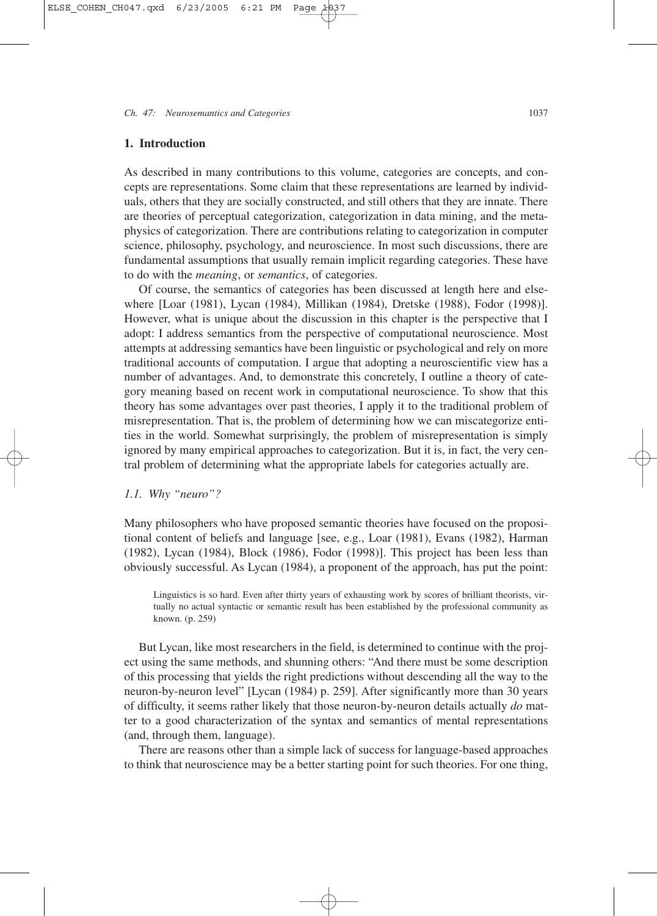## 1. Introduction

As described in many contributions to this volume, categories are concepts, and concepts are representations. Some claim that these representations are learned by individuals, others that they are socially constructed, and still others that they are innate. There are theories of perceptual categorization, categorization in data mining, and the metaphysics of categorization. There are contributions relating to categorization in computer science, philosophy, psychology, and neuroscience. In most such discussions, there are fundamental assumptions that usually remain implicit regarding categories. These have to do with the *meaning*, or *semantics*, of categories.

Of course, the semantics of categories has been discussed at length here and elsewhere [Loar (1981), Lycan (1984), Millikan (1984), Dretske (1988), Fodor (1998)]. However, what is unique about the discussion in this chapter is the perspective that I adopt: I address semantics from the perspective of computational neuroscience. Most attempts at addressing semantics have been linguistic or psychological and rely on more traditional accounts of computation. I argue that adopting a neuroscientific view has a number of advantages. And, to demonstrate this concretely, I outline a theory of category meaning based on recent work in computational neuroscience. To show that this theory has some advantages over past theories, I apply it to the traditional problem of misrepresentation. That is, the problem of determining how we can miscategorize entities in the world. Somewhat surprisingly, the problem of misrepresentation is simply ignored by many empirical approaches to categorization. But it is, in fact, the very central problem of determining what the appropriate labels for categories actually are.

### 1.1. Why "neuro"?

Many philosophers who have proposed semantic theories have focused on the propositional content of beliefs and language [see, e.g., Loar (1981), Evans (1982), Harman (1982), Lycan (1984), Block (1986), Fodor (1998)]. This project has been less than obviously successful. As Lycan (1984), a proponent of the approach, has put the point:

> Linguistics is so hard. Even after thirty years of exhausting work by scores of brilliant theorists, virtually no actual syntactic or semantic result has been established by the professional community as known. (p. 259)

But Lycan, like most researchers in the field, is determined to continue with the project using the same methods, and shunning others: "And there must be some description of this processing that yields the right predictions without descending all the way to the neuron-by-neuron level" [Lycan (1984) p. 259]. After significantly more than 30 years of difficulty, it seems rather likely that those neuron-by-neuron details actually *do* matter to a good characterization of the syntax and semantics of mental representations (and, through them, language).

There are reasons other than a simple lack of success for language-based approaches to think that neuroscience may be a better starting point for such theories. For one thing,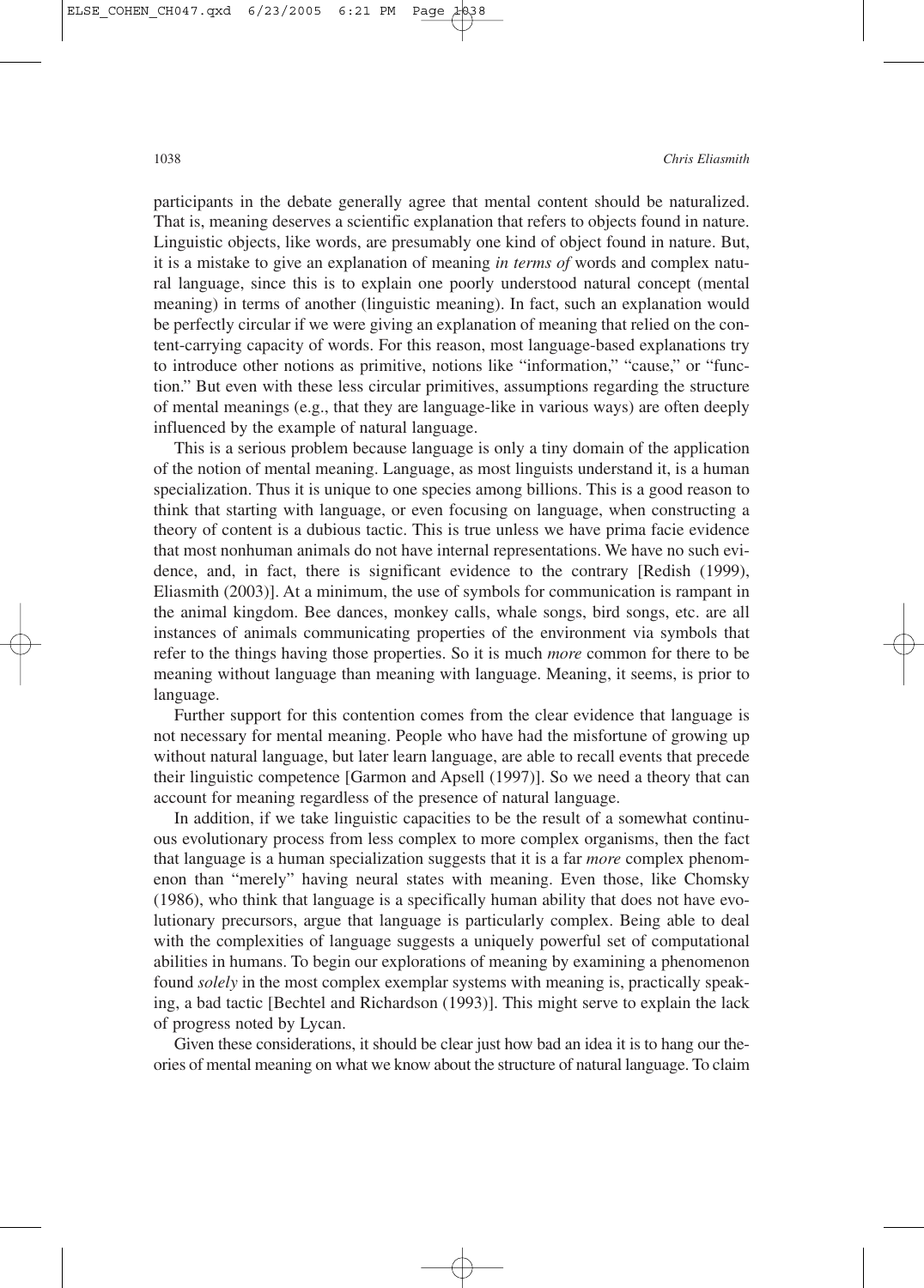participants in the debate generally agree that mental content should be naturalized. That is, meaning deserves a scientific explanation that refers to objects found in nature. Linguistic objects, like words, are presumably one kind of object found in nature. But, it is a mistake to give an explanation of meaning *in terms of* words and complex natural language, since this is to explain one poorly understood natural concept (mental meaning) in terms of another (linguistic meaning). In fact, such an explanation would be perfectly circular if we were giving an explanation of meaning that relied on the content-carrying capacity of words. For this reason, most language-based explanations try to introduce other notions as primitive, notions like "information," "cause," or "function." But even with these less circular primitives, assumptions regarding the structure of mental meanings (e.g., that they are language-like in various ways) are often deeply influenced by the example of natural language.

This is a serious problem because language is only a tiny domain of the application of the notion of mental meaning. Language, as most linguists understand it, is a human specialization. Thus it is unique to one species among billions. This is a good reason to think that starting with language, or even focusing on language, when constructing a theory of content is a dubious tactic. This is true unless we have prima facie evidence that most nonhuman animals do not have internal representations. We have no such evidence, and, in fact, there is significant evidence to the contrary [Redish (1999), Eliasmith (2003)]. At a minimum, the use of symbols for communication is rampant in the animal kingdom. Bee dances, monkey calls, whale songs, bird songs, etc. are all instances of animals communicating properties of the environment via symbols that refer to the things having those properties. So it is much *more* common for there to be meaning without language than meaning with language. Meaning, it seems, is prior to language.

Further support for this contention comes from the clear evidence that language is not necessary for mental meaning. People who have had the misfortune of growing up without natural language, but later learn language, are able to recall events that precede their linguistic competence [Garmon and Apsell (1997)]. So we need a theory that can account for meaning regardless of the presence of natural language.

In addition, if we take linguistic capacities to be the result of a somewhat continuous evolutionary process from less complex to more complex organisms, then the fact that language is a human specialization suggests that it is a far *more* complex phenomenon than "merely" having neural states with meaning. Even those, like Chomsky (1986), who think that language is a specifically human ability that does not have evolutionary precursors, argue that language is particularly complex. Being able to deal with the complexities of language suggests a uniquely powerful set of computational abilities in humans. To begin our explorations of meaning by examining a phenomenon found *solely* in the most complex exemplar systems with meaning is, practically speaking, a bad tactic [Bechtel and Richardson (1993)]. This might serve to explain the lack of progress noted by Lycan.

Given these considerations, it should be clear just how bad an idea it is to hang our theories of mental meaning on what we know about the structure of natural language. To claim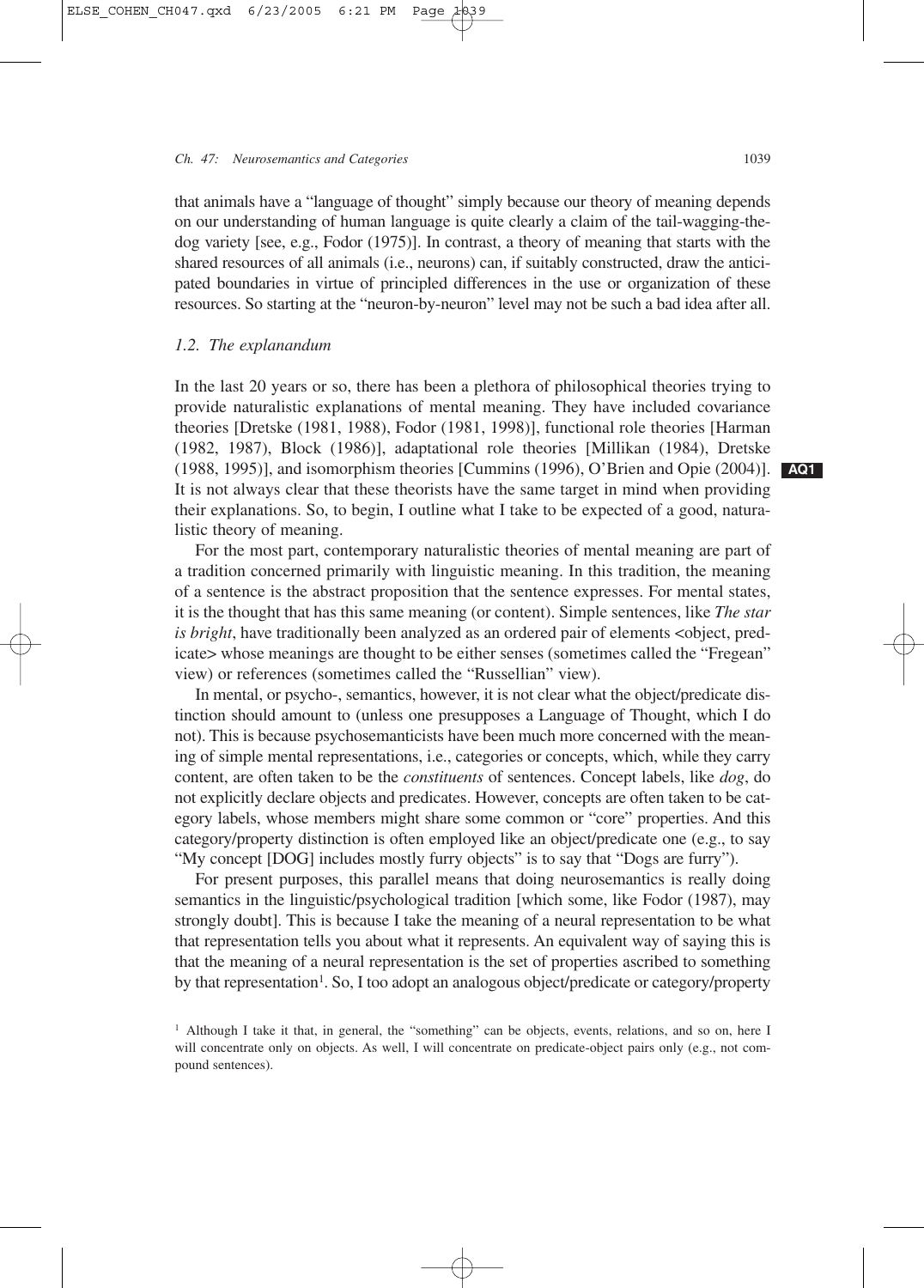that animals have a "language of thought" simply because our theory of meaning depends on our understanding of human language is quite clearly a claim of the tail-wagging-the-dog variety [see, e.g., Fodor (1975)]. In contrast, a theory of meaning that starts with the shared resources of all animals (i.e., neurons) can, if suitably constructed, draw the anticipated boundaries in virtue of principled differences in the use or organization of these resources. So starting at the "neuron-by-neuron" level may not be such a bad idea after all.

### *1.2. The explanandum*

In the last 20 years or so, there has been a plethora of philosophical theories trying to provide naturalistic explanations of mental meaning. They have included covariance theories [Dretske (1981, 1988), Fodor (1981, 1998)], functional role theories [Harman (1982, 1987), Block (1986)], adaptational role theories [Millikan (1984), Dretske (1988, 1995)], and isomorphism theories [Cummins (1996), O'Brien and Opie (2004)]. **AQ1** It is not always clear that these theorists have the same target in mind when providing their explanations. So, to begin, I outline what I take to be expected of a good, naturalistic theory of meaning.

For the most part, contemporary naturalistic theories of mental meaning are part of a tradition concerned primarily with linguistic meaning. In this tradition, the meaning of a sentence is the abstract proposition that the sentence expresses. For mental states, it is the thought that has this same meaning (or content). Simple sentences, like *The star is bright*, have traditionally been analyzed as an ordered pair of elements <object, predicate> whose meanings are thought to be either senses (sometimes called the "Fregean" view) or references (sometimes called the "Russellian" view).

In mental, or psycho-, semantics, however, it is not clear what the object/predicate distinction should amount to (unless one presupposes a Language of Thought, which I do not). This is because psychosemanticists have been much more concerned with the meaning of simple mental representations, i.e., categories or concepts, which, while they carry content, are often taken to be the *constituents* of sentences. Concept labels, like *dog*, do not explicitly declare objects and predicates. However, concepts are often taken to be category labels, whose members might share some common or "core" properties. And this category/property distinction is often employed like an object/predicate one (e.g., to say "My concept [DOG] includes mostly furry objects" is to say that "Dogs are furry").

For present purposes, this parallel means that doing neurosemantics is really doing semantics in the linguistic/psychological tradition [which some, like Fodor (1987), may strongly doubt]. This is because I take the meaning of a neural representation to be what that representation tells you about what it represents. An equivalent way of saying this is that the meaning of a neural representation is the set of properties ascribed to something by that representation[1]. So, I too adopt an analogous object/predicate or category/property

[1] Although I take it that, in general, the "something" can be objects, events, relations, and so on, here I will concentrate only on objects. As well, I will concentrate on predicate-object pairs only (e.g., not compound sentences).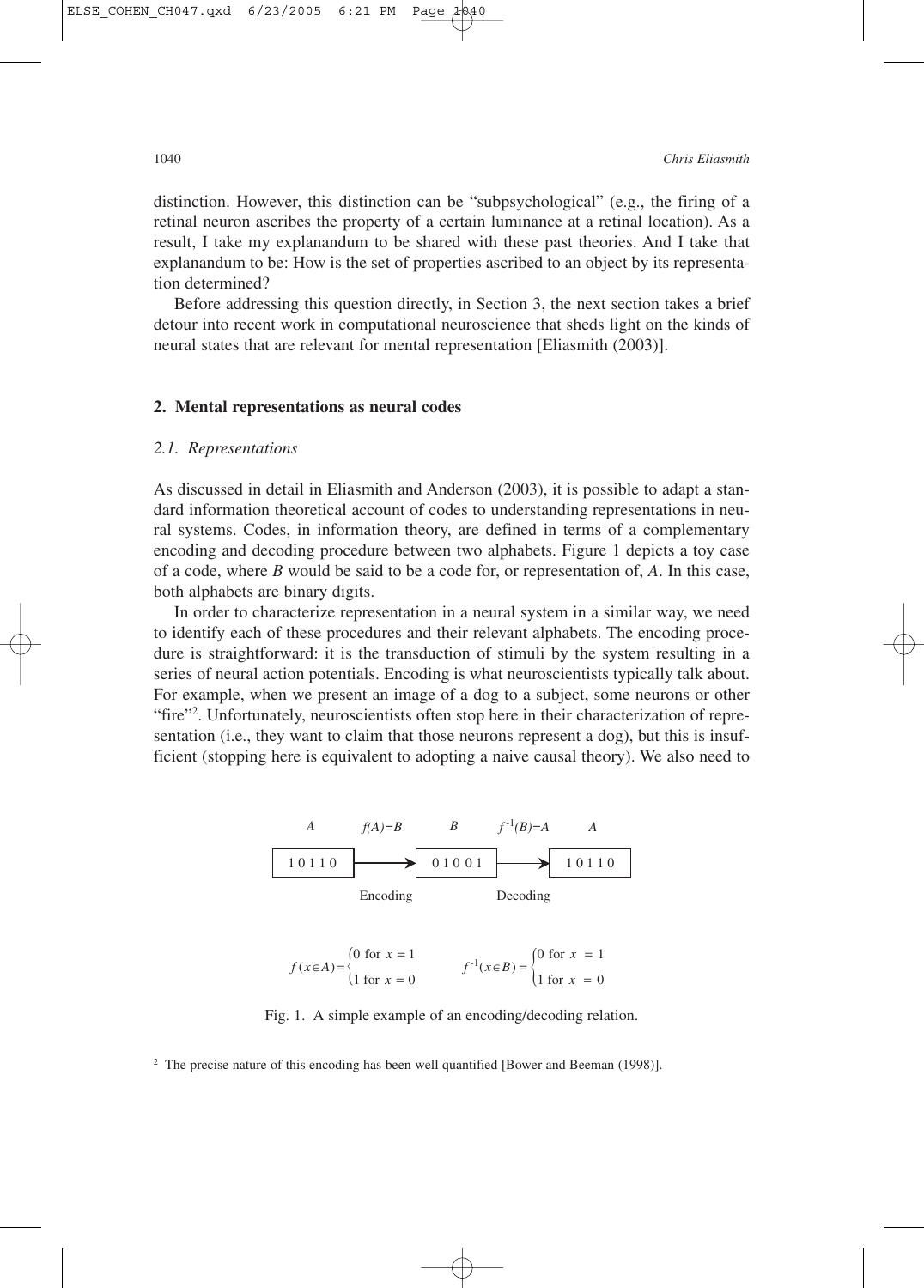distinction. However, this distinction can be "subpsychological" (e.g., the firing of a retinal neuron ascribes the property of a certain luminance at a retinal location). As a result, I take my explanandum to be shared with these past theories. And I take that explanandum to be: How is the set of properties ascribed to an object by its representation determined?

Before addressing this question directly, in Section 3, the next section takes a brief detour into recent work in computational neuroscience that sheds light on the kinds of neural states that are relevant for mental representation [Eliasmith (2003)].

## 2. Mental representations as neural codes

### 2.1. Representations

As discussed in detail in Eliasmith and Anderson (2003), it is possible to adapt a standard information theoretical account of codes to understanding representations in neural systems. Codes, in information theory, are defined in terms of a complementary encoding and decoding procedure between two alphabets. Figure 1 depicts a toy case of a code, where *B* would be said to be a code for, or representation of, *A*. In this case, both alphabets are binary digits.

In order to characterize representation in a neural system in a similar way, we need to identify each of these procedures and their relevant alphabets. The encoding procedure is straightforward: it is the transduction of stimuli by the system resulting in a series of neural action potentials. Encoding is what neuroscientists typically talk about. For example, when we present an image of a dog to a subject, some neurons or other "fire"[2]. Unfortunately, neuroscientists often stop here in their characterization of representation (i.e., they want to claim that those neurons represent a dog), but this is insufficient (stopping here is equivalent to adopting a naive causal theory). We also need to

| $A$ | $f(A)=B$ | $B$ | $f^{-1}(B)=A$ | $A$ |
|---|---|---|---|---|
| 1 0 1 1 0 | → Encoding | 0 1 0 0 1 | → Decoding | 1 0 1 1 0 |

$$f(x \in A) = \begin{cases} 0 \text{ for } x = 1 \\ 1 \text{ for } x = 0 \end{cases} \qquad f^{-1}(x \in B) = \begin{cases} 0 \text{ for } x = 1 \\ 1 \text{ for } x = 0 \end{cases}$$

Fig. 1. A simple example of an encoding/decoding relation.

[2] The precise nature of this encoding has been well quantified [Bower and Beeman (1998)].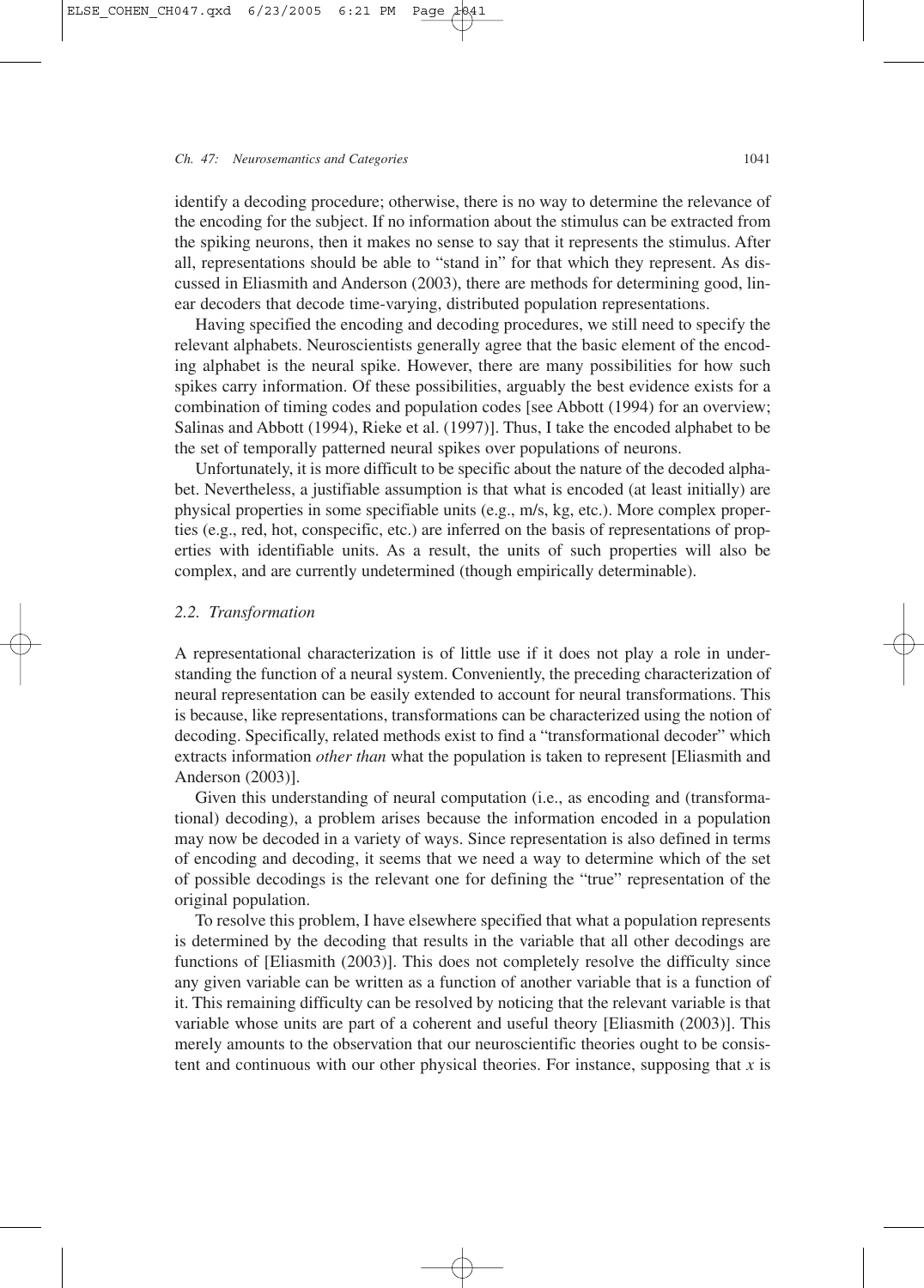identify a decoding procedure; otherwise, there is no way to determine the relevance of the encoding for the subject. If no information about the stimulus can be extracted from the spiking neurons, then it makes no sense to say that it represents the stimulus. After all, representations should be able to "stand in" for that which they represent. As discussed in Eliasmith and Anderson (2003), there are methods for determining good, linear decoders that decode time-varying, distributed population representations.

Having specified the encoding and decoding procedures, we still need to specify the relevant alphabets. Neuroscientists generally agree that the basic element of the encoding alphabet is the neural spike. However, there are many possibilities for how such spikes carry information. Of these possibilities, arguably the best evidence exists for a combination of timing codes and population codes [see Abbott (1994) for an overview; Salinas and Abbott (1994), Rieke et al. (1997)]. Thus, I take the encoded alphabet to be the set of temporally patterned neural spikes over populations of neurons.

Unfortunately, it is more difficult to be specific about the nature of the decoded alphabet. Nevertheless, a justifiable assumption is that what is encoded (at least initially) are physical properties in some specifiable units (e.g., m/s, kg, etc.). More complex properties (e.g., red, hot, conspecific, etc.) are inferred on the basis of representations of properties with identifiable units. As a result, the units of such properties will also be complex, and are currently undetermined (though empirically determinable).

### *2.2. Transformation*

A representational characterization is of little use if it does not play a role in understanding the function of a neural system. Conveniently, the preceding characterization of neural representation can be easily extended to account for neural transformations. This is because, like representations, transformations can be characterized using the notion of decoding. Specifically, related methods exist to find a "transformational decoder" which extracts information *other than* what the population is taken to represent [Eliasmith and Anderson (2003)].

Given this understanding of neural computation (i.e., as encoding and (transformational) decoding), a problem arises because the information encoded in a population may now be decoded in a variety of ways. Since representation is also defined in terms of encoding and decoding, it seems that we need a way to determine which of the set of possible decodings is the relevant one for defining the "true" representation of the original population.

To resolve this problem, I have elsewhere specified that what a population represents is determined by the decoding that results in the variable that all other decodings are functions of [Eliasmith (2003)]. This does not completely resolve the difficulty since any given variable can be written as a function of another variable that is a function of it. This remaining difficulty can be resolved by noticing that the relevant variable is that variable whose units are part of a coherent and useful theory [Eliasmith (2003)]. This merely amounts to the observation that our neuroscientific theories ought to be consistent and continuous with our other physical theories. For instance, supposing that $x$ is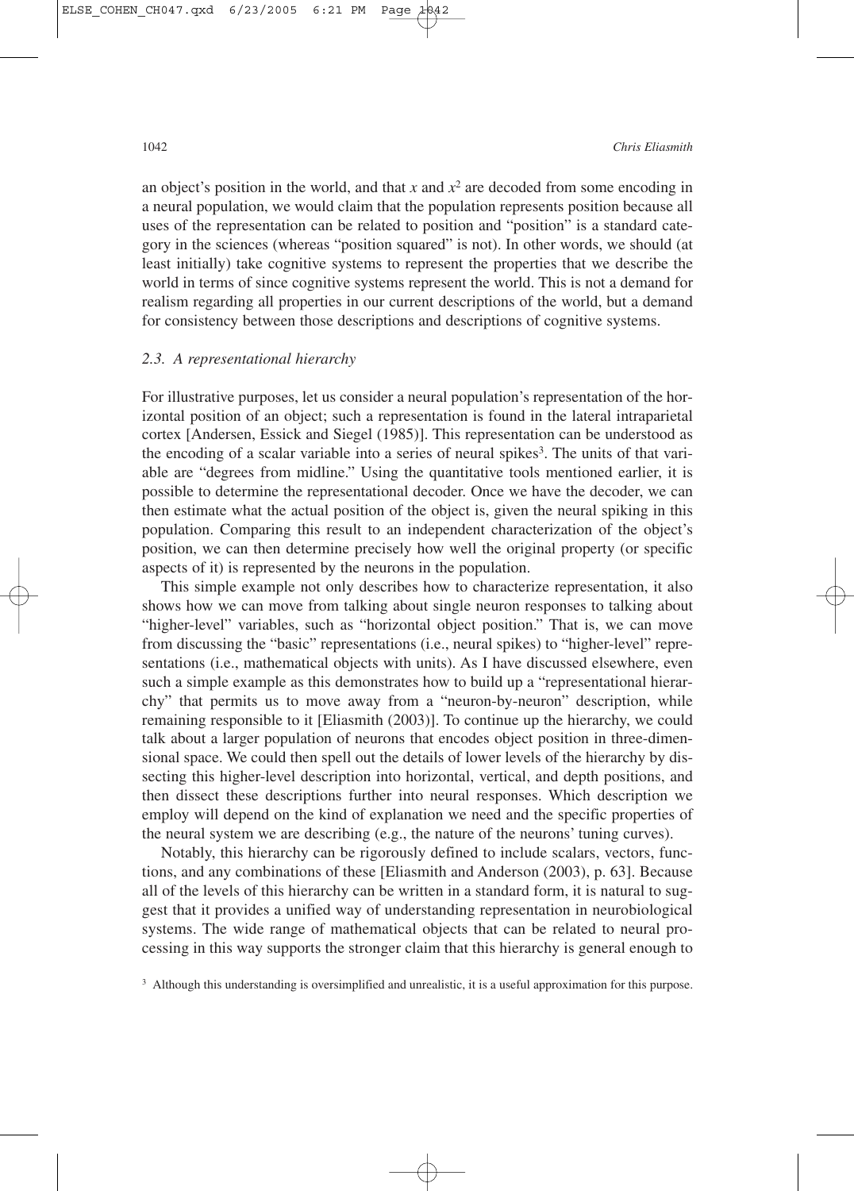an object's position in the world, and that $x$ and $x^2$ are decoded from some encoding in a neural population, we would claim that the population represents position because all uses of the representation can be related to position and "position" is a standard category in the sciences (whereas "position squared" is not). In other words, we should (at least initially) take cognitive systems to represent the properties that we describe the world in terms of since cognitive systems represent the world. This is not a demand for realism regarding all properties in our current descriptions of the world, but a demand for consistency between those descriptions and descriptions of cognitive systems.

### *2.3. A representational hierarchy*

For illustrative purposes, let us consider a neural population's representation of the horizontal position of an object; such a representation is found in the lateral intraparietal cortex [Andersen, Essick and Siegel (1985)]. This representation can be understood as the encoding of a scalar variable into a series of neural spikes[3]. The units of that variable are "degrees from midline." Using the quantitative tools mentioned earlier, it is possible to determine the representational decoder. Once we have the decoder, we can then estimate what the actual position of the object is, given the neural spiking in this population. Comparing this result to an independent characterization of the object's position, we can then determine precisely how well the original property (or specific aspects of it) is represented by the neurons in the population.

This simple example not only describes how to characterize representation, it also shows how we can move from talking about single neuron responses to talking about "higher-level" variables, such as "horizontal object position." That is, we can move from discussing the "basic" representations (i.e., neural spikes) to "higher-level" representations (i.e., mathematical objects with units). As I have discussed elsewhere, even such a simple example as this demonstrates how to build up a "representational hierarchy" that permits us to move away from a "neuron-by-neuron" description, while remaining responsible to it [Eliasmith (2003)]. To continue up the hierarchy, we could talk about a larger population of neurons that encodes object position in three-dimensional space. We could then spell out the details of lower levels of the hierarchy by dissecting this higher-level description into horizontal, vertical, and depth positions, and then dissect these descriptions further into neural responses. Which description we employ will depend on the kind of explanation we need and the specific properties of the neural system we are describing (e.g., the nature of the neurons' tuning curves).

Notably, this hierarchy can be rigorously defined to include scalars, vectors, functions, and any combinations of these [Eliasmith and Anderson (2003), p. 63]. Because all of the levels of this hierarchy can be written in a standard form, it is natural to suggest that it provides a unified way of understanding representation in neurobiological systems. The wide range of mathematical objects that can be related to neural processing in this way supports the stronger claim that this hierarchy is general enough to

[3] Although this understanding is oversimplified and unrealistic, it is a useful approximation for this purpose.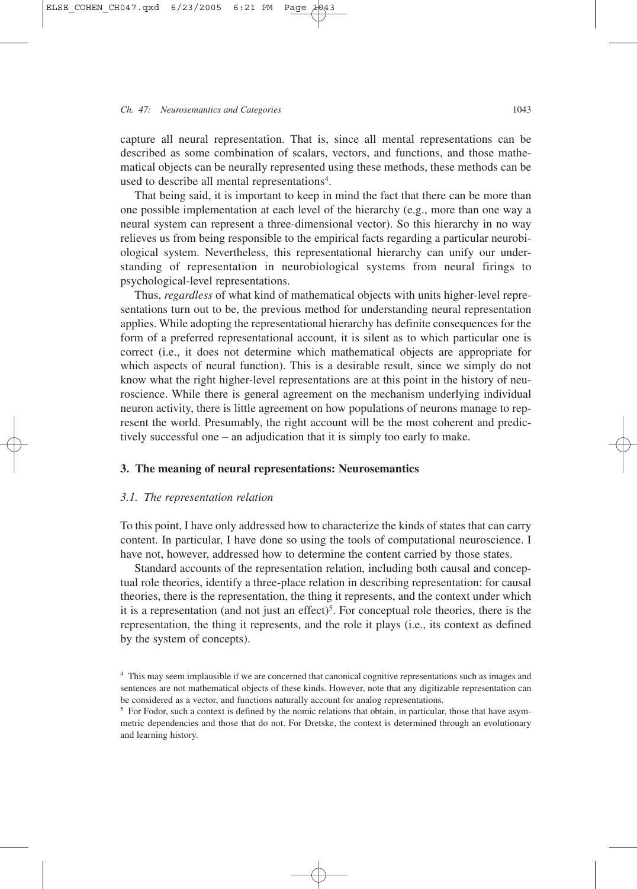capture all neural representation. That is, since all mental representations can be described as some combination of scalars, vectors, and functions, and those mathematical objects can be neurally represented using these methods, these methods can be used to describe all mental representations[4].

That being said, it is important to keep in mind the fact that there can be more than one possible implementation at each level of the hierarchy (e.g., more than one way a neural system can represent a three-dimensional vector). So this hierarchy in no way relieves us from being responsible to the empirical facts regarding a particular neurobiological system. Nevertheless, this representational hierarchy can unify our understanding of representation in neurobiological systems from neural firings to psychological-level representations.

Thus, *regardless* of what kind of mathematical objects with units higher-level representations turn out to be, the previous method for understanding neural representation applies. While adopting the representational hierarchy has definite consequences for the form of a preferred representational account, it is silent as to which particular one is correct (i.e., it does not determine which mathematical objects are appropriate for which aspects of neural function). This is a desirable result, since we simply do not know what the right higher-level representations are at this point in the history of neuroscience. While there is general agreement on the mechanism underlying individual neuron activity, there is little agreement on how populations of neurons manage to represent the world. Presumably, the right account will be the most coherent and predictively successful one – an adjudication that it is simply too early to make.

## 3. The meaning of neural representations: Neurosemantics

### *3.1. The representation relation*

To this point, I have only addressed how to characterize the kinds of states that can carry content. In particular, I have done so using the tools of computational neuroscience. I have not, however, addressed how to determine the content carried by those states.

Standard accounts of the representation relation, including both causal and conceptual role theories, identify a three-place relation in describing representation: for causal theories, there is the representation, the thing it represents, and the context under which it is a representation (and not just an effect)[5]. For conceptual role theories, there is the representation, the thing it represents, and the role it plays (i.e., its context as defined by the system of concepts).

---

[4] This may seem implausible if we are concerned that canonical cognitive representations such as images and sentences are not mathematical objects of these kinds. However, note that any digitizable representation can be considered as a vector, and functions naturally account for analog representations.

[5] For Fodor, such a context is defined by the nomic relations that obtain, in particular, those that have asymmetric dependencies and those that do not. For Dretske, the context is determined through an evolutionary and learning history.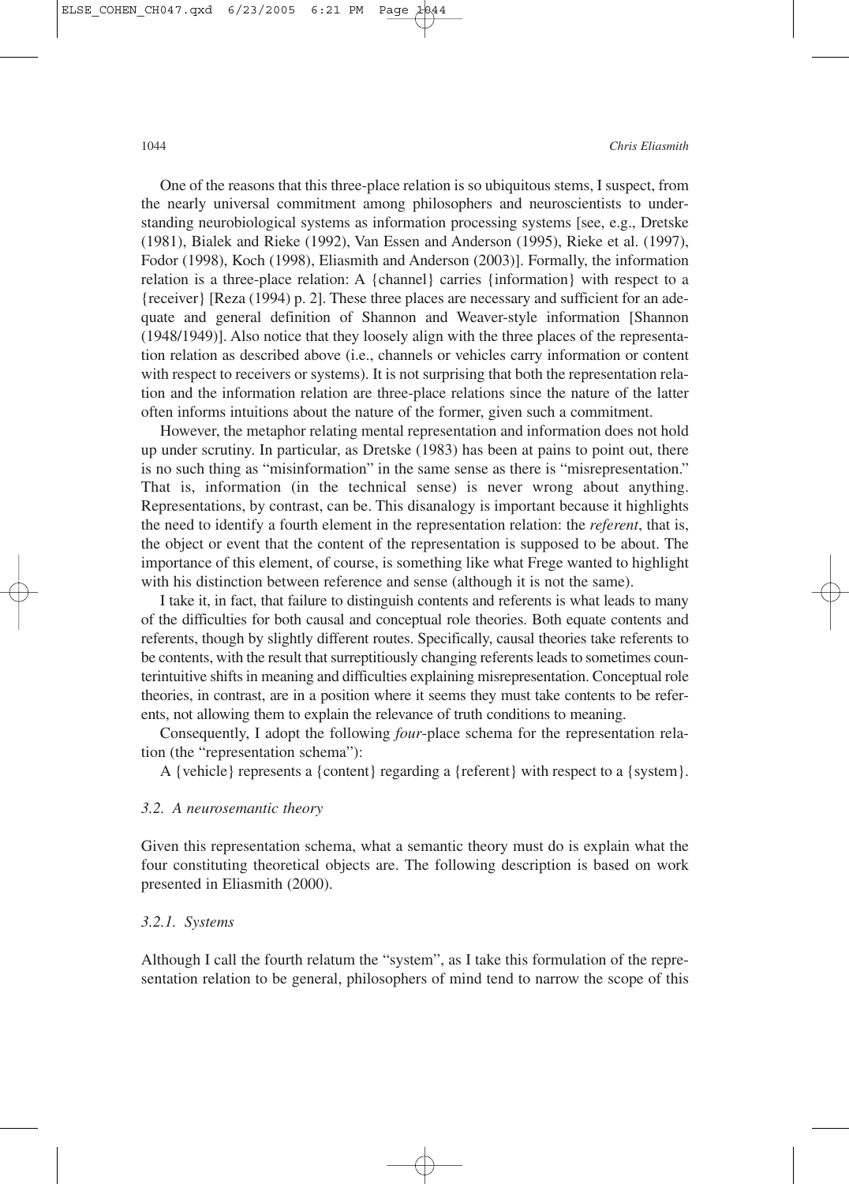One of the reasons that this three-place relation is so ubiquitous stems, I suspect, from the nearly universal commitment among philosophers and neuroscientists to understanding neurobiological systems as information processing systems [see, e.g., Dretske (1981), Bialek and Rieke (1992), Van Essen and Anderson (1995), Rieke et al. (1997), Fodor (1998), Koch (1998), Eliasmith and Anderson (2003)]. Formally, the information relation is a three-place relation: A {channel} carries {information} with respect to a {receiver} [Reza (1994) p. 2]. These three places are necessary and sufficient for an adequate and general definition of Shannon and Weaver-style information [Shannon (1948/1949)]. Also notice that they loosely align with the three places of the representation relation as described above (i.e., channels or vehicles carry information or content with respect to receivers or systems). It is not surprising that both the representation relation and the information relation are three-place relations since the nature of the latter often informs intuitions about the nature of the former, given such a commitment.

However, the metaphor relating mental representation and information does not hold up under scrutiny. In particular, as Dretske (1983) has been at pains to point out, there is no such thing as "misinformation" in the same sense as there is "misrepresentation." That is, information (in the technical sense) is never wrong about anything. Representations, by contrast, can be. This disanalogy is important because it highlights the need to identify a fourth element in the representation relation: the *referent*, that is, the object or event that the content of the representation is supposed to be about. The importance of this element, of course, is something like what Frege wanted to highlight with his distinction between reference and sense (although it is not the same).

I take it, in fact, that failure to distinguish contents and referents is what leads to many of the difficulties for both causal and conceptual role theories. Both equate contents and referents, though by slightly different routes. Specifically, causal theories take referents to be contents, with the result that surreptitiously changing referents leads to sometimes counterintuitive shifts in meaning and difficulties explaining misrepresentation. Conceptual role theories, in contrast, are in a position where it seems they must take contents to be referents, not allowing them to explain the relevance of truth conditions to meaning.

Consequently, I adopt the following *four*-place schema for the representation relation (the "representation schema"):

A {vehicle} represents a {content} regarding a {referent} with respect to a {system}.

### *3.2. A neurosemantic theory*

Given this representation schema, what a semantic theory must do is explain what the four constituting theoretical objects are. The following description is based on work presented in Eliasmith (2000).

#### *3.2.1. Systems*

Although I call the fourth relatum the "system", as I take this formulation of the representation relation to be general, philosophers of mind tend to narrow the scope of this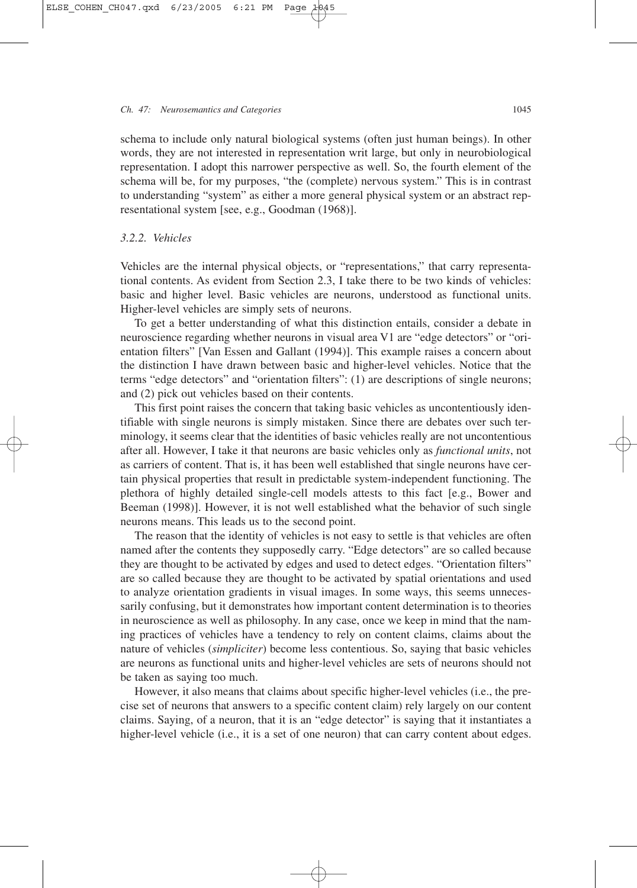schema to include only natural biological systems (often just human beings). In other words, they are not interested in representation writ large, but only in neurobiological representation. I adopt this narrower perspective as well. So, the fourth element of the schema will be, for my purposes, "the (complete) nervous system." This is in contrast to understanding "system" as either a more general physical system or an abstract representational system [see, e.g., Goodman (1968)].

### *3.2.2. Vehicles*

Vehicles are the internal physical objects, or "representations," that carry representational contents. As evident from Section 2.3, I take there to be two kinds of vehicles: basic and higher level. Basic vehicles are neurons, understood as functional units. Higher-level vehicles are simply sets of neurons.

To get a better understanding of what this distinction entails, consider a debate in neuroscience regarding whether neurons in visual area V1 are "edge detectors" or "orientation filters" [Van Essen and Gallant (1994)]. This example raises a concern about the distinction I have drawn between basic and higher-level vehicles. Notice that the terms "edge detectors" and "orientation filters": (1) are descriptions of single neurons; and (2) pick out vehicles based on their contents.

This first point raises the concern that taking basic vehicles as uncontentiously identifiable with single neurons is simply mistaken. Since there are debates over such terminology, it seems clear that the identities of basic vehicles really are not uncontentious after all. However, I take it that neurons are basic vehicles only as *functional units*, not as carriers of content. That is, it has been well established that single neurons have certain physical properties that result in predictable system-independent functioning. The plethora of highly detailed single-cell models attests to this fact [e.g., Bower and Beeman (1998)]. However, it is not well established what the behavior of such single neurons means. This leads us to the second point.

The reason that the identity of vehicles is not easy to settle is that vehicles are often named after the contents they supposedly carry. "Edge detectors" are so called because they are thought to be activated by edges and used to detect edges. "Orientation filters" are so called because they are thought to be activated by spatial orientations and used to analyze orientation gradients in visual images. In some ways, this seems unnecessarily confusing, but it demonstrates how important content determination is to theories in neuroscience as well as philosophy. In any case, once we keep in mind that the naming practices of vehicles have a tendency to rely on content claims, claims about the nature of vehicles (*simpliciter*) become less contentious. So, saying that basic vehicles are neurons as functional units and higher-level vehicles are sets of neurons should not be taken as saying too much.

However, it also means that claims about specific higher-level vehicles (i.e., the precise set of neurons that answers to a specific content claim) rely largely on our content claims. Saying, of a neuron, that it is an "edge detector" is saying that it instantiates a higher-level vehicle (i.e., it is a set of one neuron) that can carry content about edges.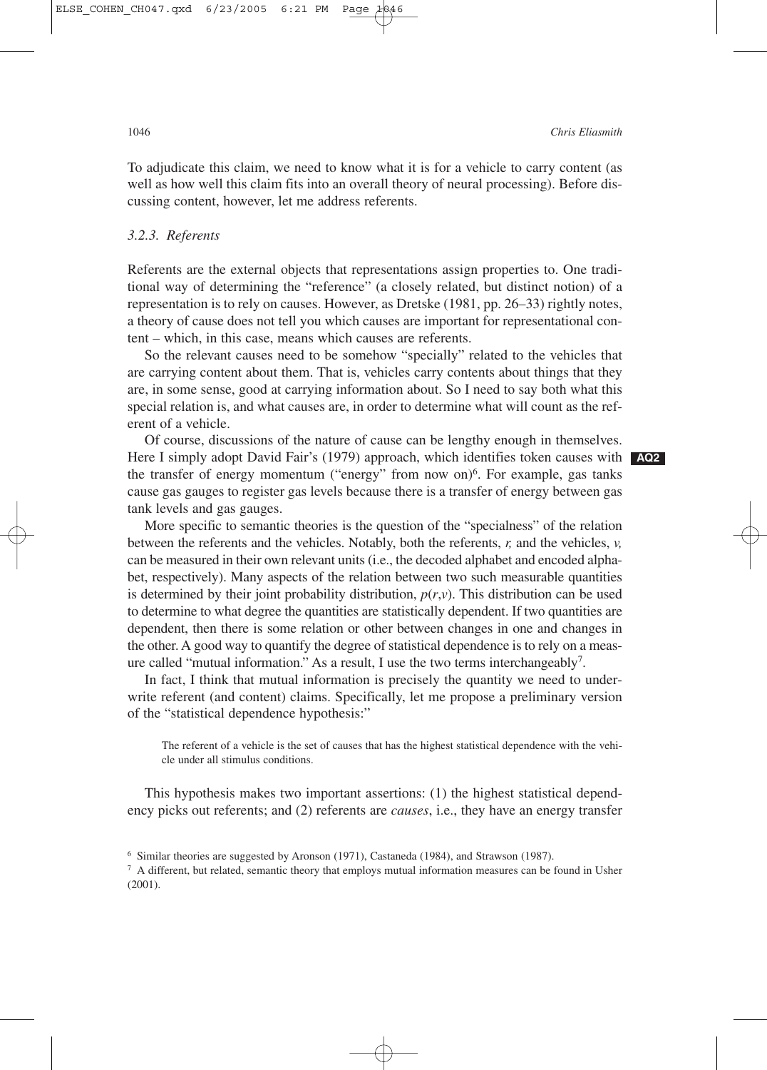To adjudicate this claim, we need to know what it is for a vehicle to carry content (as well as how well this claim fits into an overall theory of neural processing). Before discussing content, however, let me address referents.

### *3.2.3. Referents*

Referents are the external objects that representations assign properties to. One traditional way of determining the "reference" (a closely related, but distinct notion) of a representation is to rely on causes. However, as Dretske (1981, pp. 26–33) rightly notes, a theory of cause does not tell you which causes are important for representational content – which, in this case, means which causes are referents.

So the relevant causes need to be somehow "specially" related to the vehicles that are carrying content about them. That is, vehicles carry contents about things that they are, in some sense, good at carrying information about. So I need to say both what this special relation is, and what causes are, in order to determine what will count as the referent of a vehicle.

Of course, discussions of the nature of cause can be lengthy enough in themselves. Here I simply adopt David Fair's (1979) approach, which identifies token causes with the transfer of energy momentum ("energy" from now on)[6]. For example, gas tanks cause gas gauges to register gas levels because there is a transfer of energy between gas tank levels and gas gauges.

More specific to semantic theories is the question of the "specialness" of the relation between the referents and the vehicles. Notably, both the referents, $r$, and the vehicles, $v$, can be measured in their own relevant units (i.e., the decoded alphabet and encoded alphabet, respectively). Many aspects of the relation between two such measurable quantities is determined by their joint probability distribution, $p(r,v)$. This distribution can be used to determine to what degree the quantities are statistically dependent. If two quantities are dependent, then there is some relation or other between changes in one and changes in the other. A good way to quantify the degree of statistical dependence is to rely on a measure called "mutual information." As a result, I use the two terms interchangeably[7].

In fact, I think that mutual information is precisely the quantity we need to underwrite referent (and content) claims. Specifically, let me propose a preliminary version of the "statistical dependence hypothesis:"

> The referent of a vehicle is the set of causes that has the highest statistical dependence with the vehicle under all stimulus conditions.

This hypothesis makes two important assertions: (1) the highest statistical dependency picks out referents; and (2) referents are *causes*, i.e., they have an energy transfer

[6] Similar theories are suggested by Aronson (1971), Castaneda (1984), and Strawson (1987).

[7] A different, but related, semantic theory that employs mutual information measures can be found in Usher (2001).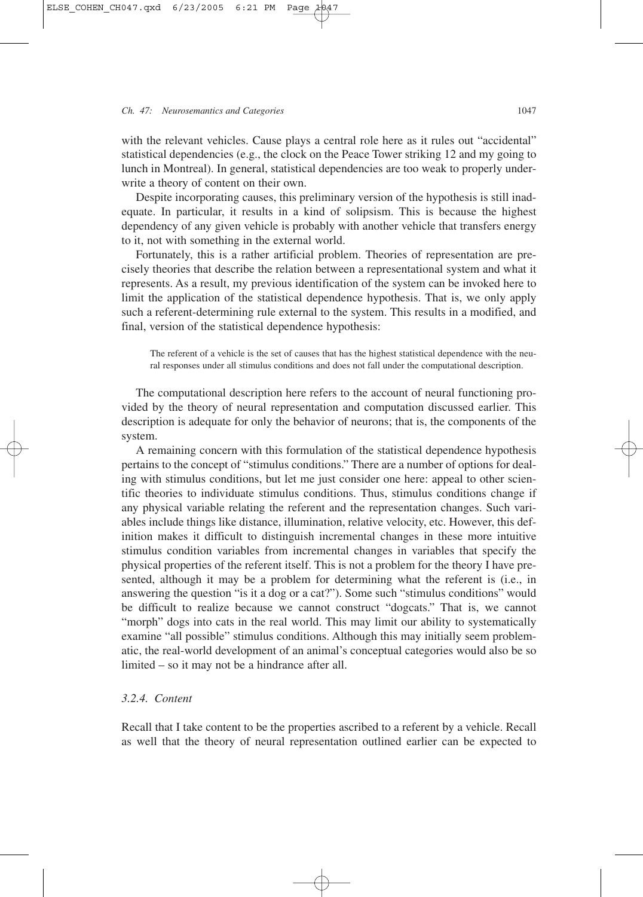with the relevant vehicles. Cause plays a central role here as it rules out "accidental" statistical dependencies (e.g., the clock on the Peace Tower striking 12 and my going to lunch in Montreal). In general, statistical dependencies are too weak to properly underwrite a theory of content on their own.

Despite incorporating causes, this preliminary version of the hypothesis is still inadequate. In particular, it results in a kind of solipsism. This is because the highest dependency of any given vehicle is probably with another vehicle that transfers energy to it, not with something in the external world.

Fortunately, this is a rather artificial problem. Theories of representation are precisely theories that describe the relation between a representational system and what it represents. As a result, my previous identification of the system can be invoked here to limit the application of the statistical dependence hypothesis. That is, we only apply such a referent-determining rule external to the system. This results in a modified, and final, version of the statistical dependence hypothesis:

> The referent of a vehicle is the set of causes that has the highest statistical dependence with the neural responses under all stimulus conditions and does not fall under the computational description.

The computational description here refers to the account of neural functioning provided by the theory of neural representation and computation discussed earlier. This description is adequate for only the behavior of neurons; that is, the components of the system.

A remaining concern with this formulation of the statistical dependence hypothesis pertains to the concept of "stimulus conditions." There are a number of options for dealing with stimulus conditions, but let me just consider one here: appeal to other scientific theories to individuate stimulus conditions. Thus, stimulus conditions change if any physical variable relating the referent and the representation changes. Such variables include things like distance, illumination, relative velocity, etc. However, this definition makes it difficult to distinguish incremental changes in these more intuitive stimulus condition variables from incremental changes in variables that specify the physical properties of the referent itself. This is not a problem for the theory I have presented, although it may be a problem for determining what the referent is (i.e., in answering the question "is it a dog or a cat?"). Some such "stimulus conditions" would be difficult to realize because we cannot construct "dogcats." That is, we cannot "morph" dogs into cats in the real world. This may limit our ability to systematically examine "all possible" stimulus conditions. Although this may initially seem problematic, the real-world development of an animal's conceptual categories would also be so limited – so it may not be a hindrance after all.

### *3.2.4. Content*

Recall that I take content to be the properties ascribed to a referent by a vehicle. Recall as well that the theory of neural representation outlined earlier can be expected to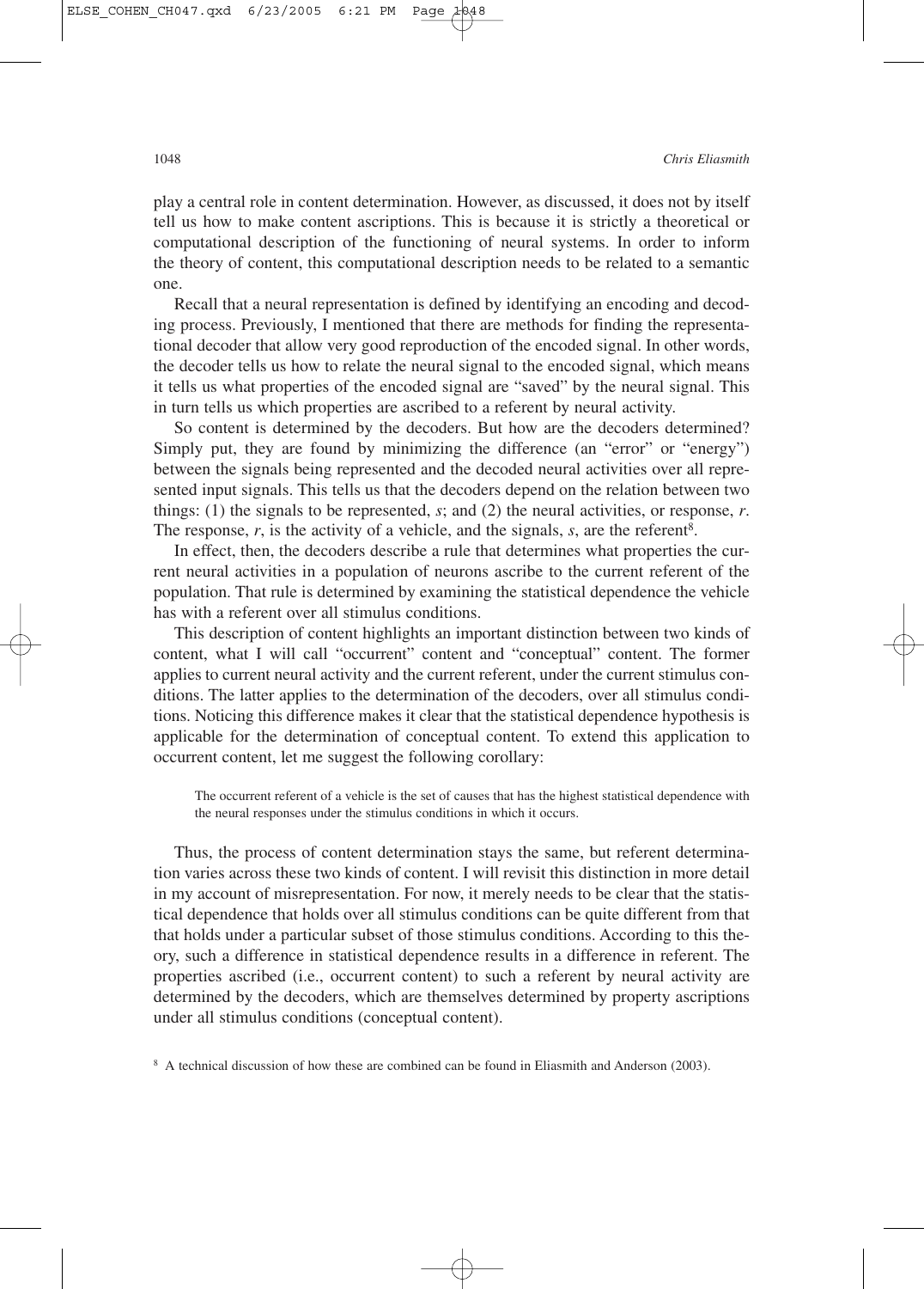play a central role in content determination. However, as discussed, it does not by itself tell us how to make content ascriptions. This is because it is strictly a theoretical or computational description of the functioning of neural systems. In order to inform the theory of content, this computational description needs to be related to a semantic one.

Recall that a neural representation is defined by identifying an encoding and decoding process. Previously, I mentioned that there are methods for finding the representational decoder that allow very good reproduction of the encoded signal. In other words, the decoder tells us how to relate the neural signal to the encoded signal, which means it tells us what properties of the encoded signal are "saved" by the neural signal. This in turn tells us which properties are ascribed to a referent by neural activity.

So content is determined by the decoders. But how are the decoders determined? Simply put, they are found by minimizing the difference (an "error" or "energy") between the signals being represented and the decoded neural activities over all represented input signals. This tells us that the decoders depend on the relation between two things: (1) the signals to be represented, $s$; and (2) the neural activities, or response, $r$. The response, $r$, is the activity of a vehicle, and the signals, $s$, are the referent[8].

In effect, then, the decoders describe a rule that determines what properties the current neural activities in a population of neurons ascribe to the current referent of the population. That rule is determined by examining the statistical dependence the vehicle has with a referent over all stimulus conditions.

This description of content highlights an important distinction between two kinds of content, what I will call "occurrent" content and "conceptual" content. The former applies to current neural activity and the current referent, under the current stimulus conditions. The latter applies to the determination of the decoders, over all stimulus conditions. Noticing this difference makes it clear that the statistical dependence hypothesis is applicable for the determination of conceptual content. To extend this application to occurrent content, let me suggest the following corollary:

> The occurrent referent of a vehicle is the set of causes that has the highest statistical dependence with the neural responses under the stimulus conditions in which it occurs.

Thus, the process of content determination stays the same, but referent determination varies across these two kinds of content. I will revisit this distinction in more detail in my account of misrepresentation. For now, it merely needs to be clear that the statistical dependence that holds over all stimulus conditions can be quite different from that that holds under a particular subset of those stimulus conditions. According to this theory, such a difference in statistical dependence results in a difference in referent. The properties ascribed (i.e., occurrent content) to such a referent by neural activity are determined by the decoders, which are themselves determined by property ascriptions under all stimulus conditions (conceptual content).

[8] A technical discussion of how these are combined can be found in Eliasmith and Anderson (2003).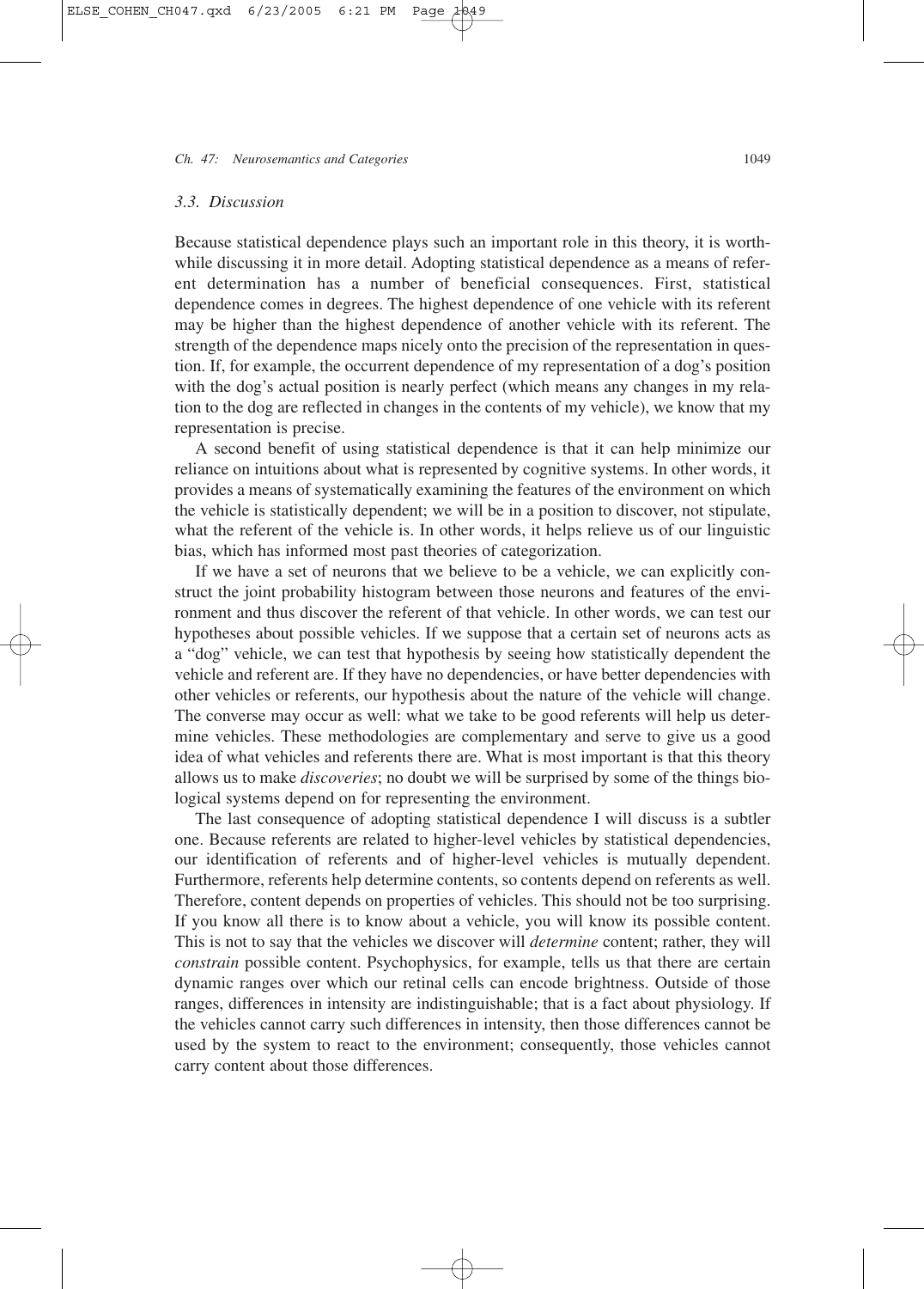### *3.3. Discussion*

Because statistical dependence plays such an important role in this theory, it is worthwhile discussing it in more detail. Adopting statistical dependence as a means of referent determination has a number of beneficial consequences. First, statistical dependence comes in degrees. The highest dependence of one vehicle with its referent may be higher than the highest dependence of another vehicle with its referent. The strength of the dependence maps nicely onto the precision of the representation in question. If, for example, the occurrent dependence of my representation of a dog's position with the dog's actual position is nearly perfect (which means any changes in my relation to the dog are reflected in changes in the contents of my vehicle), we know that my representation is precise.

A second benefit of using statistical dependence is that it can help minimize our reliance on intuitions about what is represented by cognitive systems. In other words, it provides a means of systematically examining the features of the environment on which the vehicle is statistically dependent; we will be in a position to discover, not stipulate, what the referent of the vehicle is. In other words, it helps relieve us of our linguistic bias, which has informed most past theories of categorization.

If we have a set of neurons that we believe to be a vehicle, we can explicitly construct the joint probability histogram between those neurons and features of the environment and thus discover the referent of that vehicle. In other words, we can test our hypotheses about possible vehicles. If we suppose that a certain set of neurons acts as a "dog" vehicle, we can test that hypothesis by seeing how statistically dependent the vehicle and referent are. If they have no dependencies, or have better dependencies with other vehicles or referents, our hypothesis about the nature of the vehicle will change. The converse may occur as well: what we take to be good referents will help us determine vehicles. These methodologies are complementary and serve to give us a good idea of what vehicles and referents there are. What is most important is that this theory allows us to make *discoveries*; no doubt we will be surprised by some of the things biological systems depend on for representing the environment.

The last consequence of adopting statistical dependence I will discuss is a subtler one. Because referents are related to higher-level vehicles by statistical dependencies, our identification of referents and of higher-level vehicles is mutually dependent. Furthermore, referents help determine contents, so contents depend on referents as well. Therefore, content depends on properties of vehicles. This should not be too surprising. If you know all there is to know about a vehicle, you will know its possible content. This is not to say that the vehicles we discover will *determine* content; rather, they will *constrain* possible content. Psychophysics, for example, tells us that there are certain dynamic ranges over which our retinal cells can encode brightness. Outside of those ranges, differences in intensity are indistinguishable; that is a fact about physiology. If the vehicles cannot carry such differences in intensity, then those differences cannot be used by the system to react to the environment; consequently, those vehicles cannot carry content about those differences.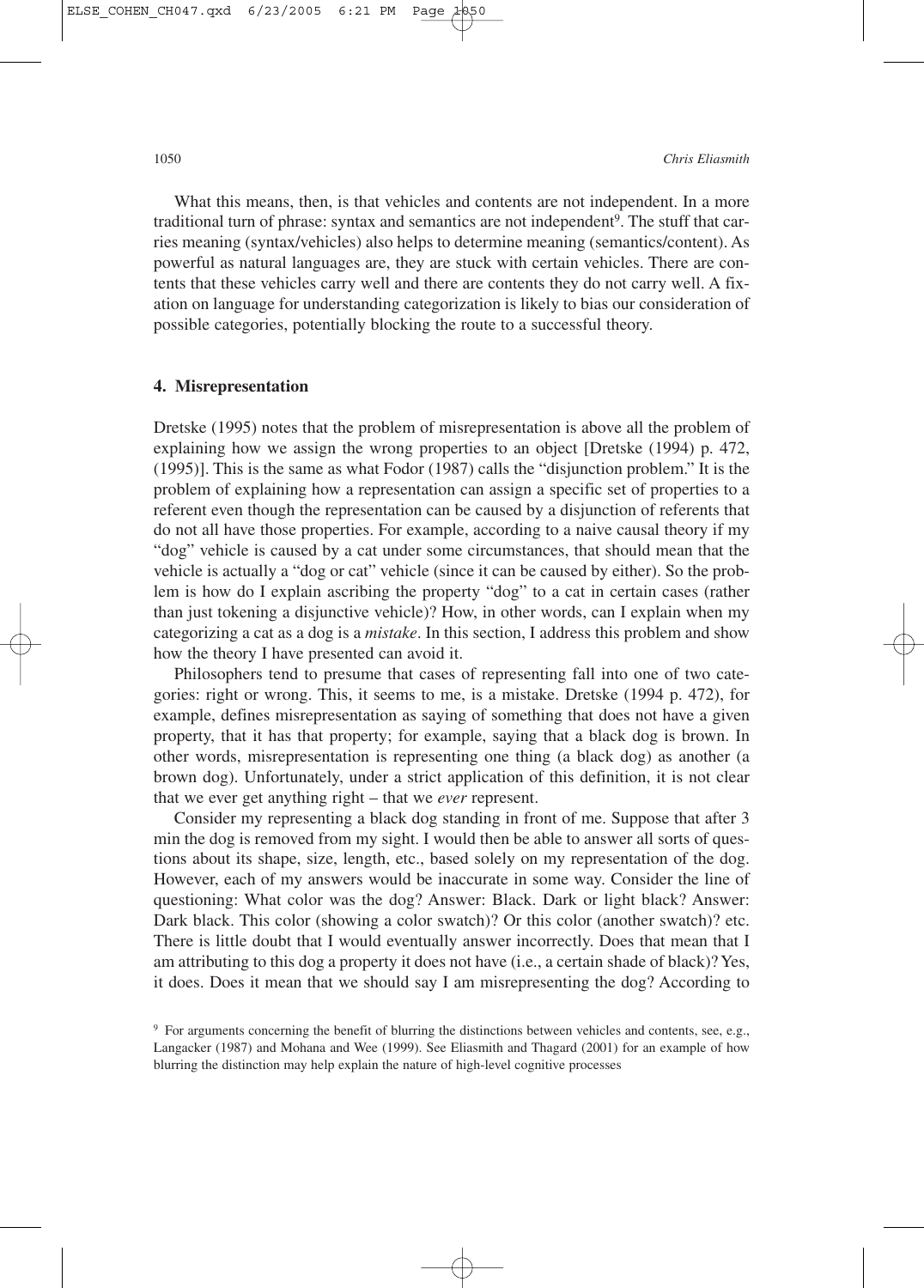What this means, then, is that vehicles and contents are not independent. In a more traditional turn of phrase: syntax and semantics are not independent[9]. The stuff that carries meaning (syntax/vehicles) also helps to determine meaning (semantics/content). As powerful as natural languages are, they are stuck with certain vehicles. There are contents that these vehicles carry well and there are contents they do not carry well. A fixation on language for understanding categorization is likely to bias our consideration of possible categories, potentially blocking the route to a successful theory.

## 4. Misrepresentation

Dretske (1995) notes that the problem of misrepresentation is above all the problem of explaining how we assign the wrong properties to an object [Dretske (1994) p. 472, (1995)]. This is the same as what Fodor (1987) calls the "disjunction problem." It is the problem of explaining how a representation can assign a specific set of properties to a referent even though the representation can be caused by a disjunction of referents that do not all have those properties. For example, according to a naive causal theory if my "dog" vehicle is caused by a cat under some circumstances, that should mean that the vehicle is actually a "dog or cat" vehicle (since it can be caused by either). So the problem is how do I explain ascribing the property "dog" to a cat in certain cases (rather than just tokening a disjunctive vehicle)? How, in other words, can I explain when my categorizing a cat as a dog is a *mistake*. In this section, I address this problem and show how the theory I have presented can avoid it.

Philosophers tend to presume that cases of representing fall into one of two categories: right or wrong. This, it seems to me, is a mistake. Dretske (1994 p. 472), for example, defines misrepresentation as saying of something that does not have a given property, that it has that property; for example, saying that a black dog is brown. In other words, misrepresentation is representing one thing (a black dog) as another (a brown dog). Unfortunately, under a strict application of this definition, it is not clear that we ever get anything right – that we *ever* represent.

Consider my representing a black dog standing in front of me. Suppose that after 3 min the dog is removed from my sight. I would then be able to answer all sorts of questions about its shape, size, length, etc., based solely on my representation of the dog. However, each of my answers would be inaccurate in some way. Consider the line of questioning: What color was the dog? Answer: Black. Dark or light black? Answer: Dark black. This color (showing a color swatch)? Or this color (another swatch)? etc. There is little doubt that I would eventually answer incorrectly. Does that mean that I am attributing to this dog a property it does not have (i.e., a certain shade of black)? Yes, it does. Does it mean that we should say I am misrepresenting the dog? According to

[9] For arguments concerning the benefit of blurring the distinctions between vehicles and contents, see, e.g., Langacker (1987) and Mohana and Wee (1999). See Eliasmith and Thagard (2001) for an example of how blurring the distinction may help explain the nature of high-level cognitive processes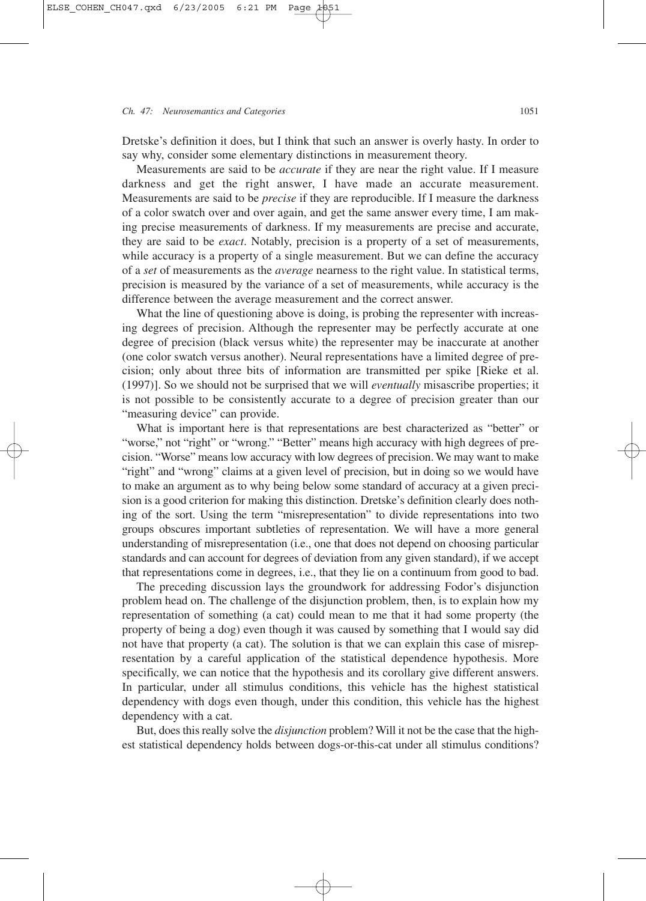Dretske's definition it does, but I think that such an answer is overly hasty. In order to say why, consider some elementary distinctions in measurement theory.

Measurements are said to be *accurate* if they are near the right value. If I measure darkness and get the right answer, I have made an accurate measurement. Measurements are said to be *precise* if they are reproducible. If I measure the darkness of a color swatch over and over again, and get the same answer every time, I am making precise measurements of darkness. If my measurements are precise and accurate, they are said to be *exact*. Notably, precision is a property of a set of measurements, while accuracy is a property of a single measurement. But we can define the accuracy of a *set* of measurements as the *average* nearness to the right value. In statistical terms, precision is measured by the variance of a set of measurements, while accuracy is the difference between the average measurement and the correct answer.

What the line of questioning above is doing, is probing the representer with increasing degrees of precision. Although the representer may be perfectly accurate at one degree of precision (black versus white) the representer may be inaccurate at another (one color swatch versus another). Neural representations have a limited degree of precision; only about three bits of information are transmitted per spike [Rieke et al. (1997)]. So we should not be surprised that we will *eventually* misascribe properties; it is not possible to be consistently accurate to a degree of precision greater than our "measuring device" can provide.

What is important here is that representations are best characterized as "better" or "worse," not "right" or "wrong." "Better" means high accuracy with high degrees of precision. "Worse" means low accuracy with low degrees of precision. We may want to make "right" and "wrong" claims at a given level of precision, but in doing so we would have to make an argument as to why being below some standard of accuracy at a given precision is a good criterion for making this distinction. Dretske's definition clearly does nothing of the sort. Using the term "misrepresentation" to divide representations into two groups obscures important subtleties of representation. We will have a more general understanding of misrepresentation (i.e., one that does not depend on choosing particular standards and can account for degrees of deviation from any given standard), if we accept that representations come in degrees, i.e., that they lie on a continuum from good to bad.

The preceding discussion lays the groundwork for addressing Fodor's disjunction problem head on. The challenge of the disjunction problem, then, is to explain how my representation of something (a cat) could mean to me that it had some property (the property of being a dog) even though it was caused by something that I would say did not have that property (a cat). The solution is that we can explain this case of misrepresentation by a careful application of the statistical dependence hypothesis. More specifically, we can notice that the hypothesis and its corollary give different answers. In particular, under all stimulus conditions, this vehicle has the highest statistical dependency with dogs even though, under this condition, this vehicle has the highest dependency with a cat.

But, does this really solve the *disjunction* problem? Will it not be the case that the highest statistical dependency holds between dogs-or-this-cat under all stimulus conditions?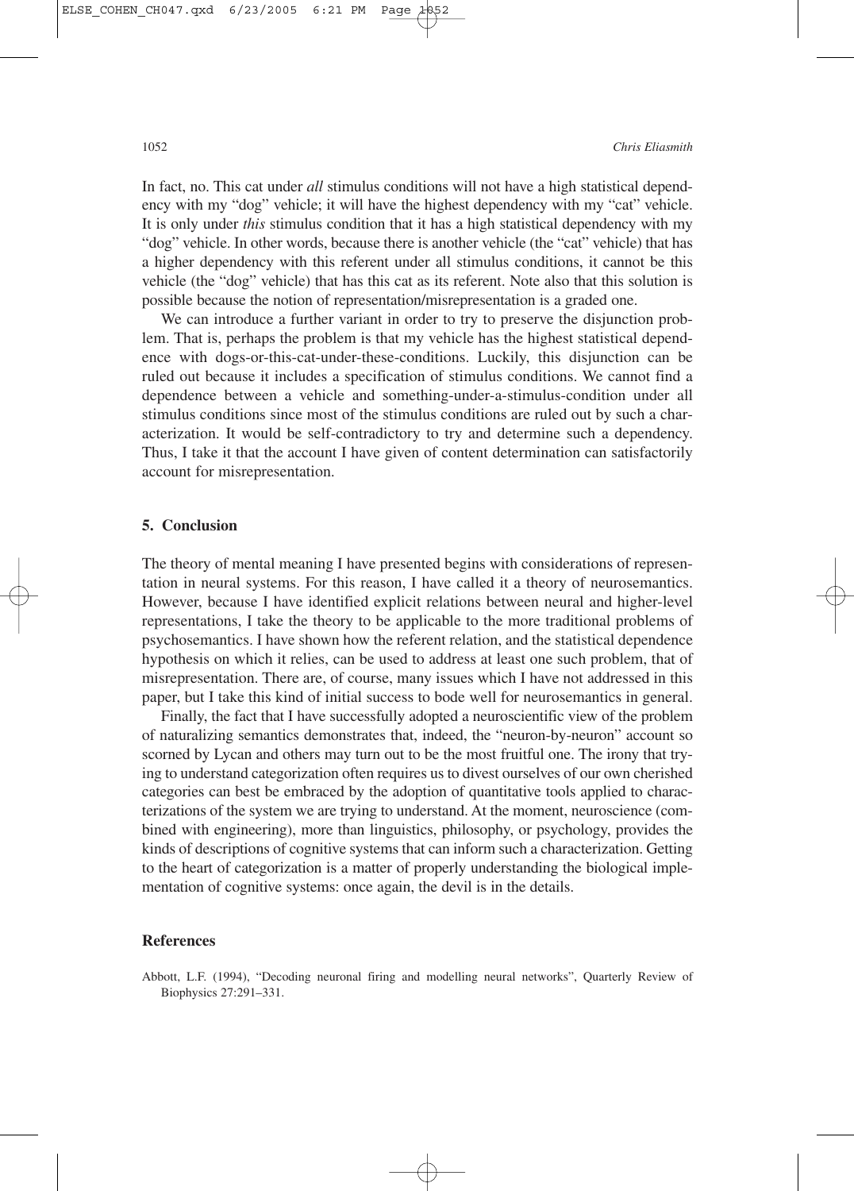In fact, no. This cat under *all* stimulus conditions will not have a high statistical dependency with my "dog" vehicle; it will have the highest dependency with my "cat" vehicle. It is only under *this* stimulus condition that it has a high statistical dependency with my "dog" vehicle. In other words, because there is another vehicle (the "cat" vehicle) that has a higher dependency with this referent under all stimulus conditions, it cannot be this vehicle (the "dog" vehicle) that has this cat as its referent. Note also that this solution is possible because the notion of representation/misrepresentation is a graded one.

We can introduce a further variant in order to try to preserve the disjunction problem. That is, perhaps the problem is that my vehicle has the highest statistical dependence with dogs-or-this-cat-under-these-conditions. Luckily, this disjunction can be ruled out because it includes a specification of stimulus conditions. We cannot find a dependence between a vehicle and something-under-a-stimulus-condition under all stimulus conditions since most of the stimulus conditions are ruled out by such a characterization. It would be self-contradictory to try and determine such a dependency. Thus, I take it that the account I have given of content determination can satisfactorily account for misrepresentation.

## 5. Conclusion

The theory of mental meaning I have presented begins with considerations of representation in neural systems. For this reason, I have called it a theory of neurosemantics. However, because I have identified explicit relations between neural and higher-level representations, I take the theory to be applicable to the more traditional problems of psychosemantics. I have shown how the referent relation, and the statistical dependence hypothesis on which it relies, can be used to address at least one such problem, that of misrepresentation. There are, of course, many issues which I have not addressed in this paper, but I take this kind of initial success to bode well for neurosemantics in general.

Finally, the fact that I have successfully adopted a neuroscientific view of the problem of naturalizing semantics demonstrates that, indeed, the "neuron-by-neuron" account so scorned by Lycan and others may turn out to be the most fruitful one. The irony that trying to understand categorization often requires us to divest ourselves of our own cherished categories can best be embraced by the adoption of quantitative tools applied to characterizations of the system we are trying to understand. At the moment, neuroscience (combined with engineering), more than linguistics, philosophy, or psychology, provides the kinds of descriptions of cognitive systems that can inform such a characterization. Getting to the heart of categorization is a matter of properly understanding the biological implementation of cognitive systems: once again, the devil is in the details.

## References

Abbott, L.F. (1994), "Decoding neuronal firing and modelling neural networks", Quarterly Review of Biophysics 27:291–331.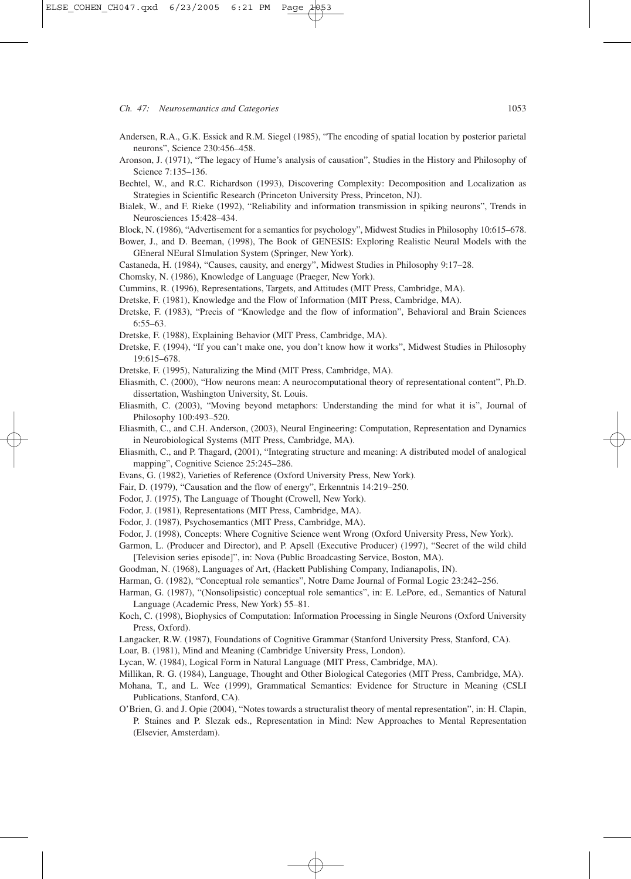Andersen, R.A., G.K. Essick and R.M. Siegel (1985), "The encoding of spatial location by posterior parietal neurons", Science 230:456–458.

Aronson, J. (1971), "The legacy of Hume's analysis of causation", Studies in the History and Philosophy of Science 7:135–136.

Bechtel, W., and R.C. Richardson (1993), Discovering Complexity: Decomposition and Localization as Strategies in Scientific Research (Princeton University Press, Princeton, NJ).

Bialek, W., and F. Rieke (1992), "Reliability and information transmission in spiking neurons", Trends in Neurosciences 15:428–434.

Block, N. (1986), "Advertisement for a semantics for psychology", Midwest Studies in Philosophy 10:615–678.

Bower, J., and D. Beeman, (1998), The Book of GENESIS: Exploring Realistic Neural Models with the GEneral NEural SImulation System (Springer, New York).

Castaneda, H. (1984), "Causes, causity, and energy", Midwest Studies in Philosophy 9:17–28.

Chomsky, N. (1986), Knowledge of Language (Praeger, New York).

Cummins, R. (1996), Representations, Targets, and Attitudes (MIT Press, Cambridge, MA).

Dretske, F. (1981), Knowledge and the Flow of Information (MIT Press, Cambridge, MA).

Dretske, F. (1983), "Precis of "Knowledge and the flow of information", Behavioral and Brain Sciences 6:55–63.

Dretske, F. (1988), Explaining Behavior (MIT Press, Cambridge, MA).

Dretske, F. (1994), "If you can't make one, you don't know how it works", Midwest Studies in Philosophy 19:615–678.

Dretske, F. (1995), Naturalizing the Mind (MIT Press, Cambridge, MA).

Eliasmith, C. (2000), "How neurons mean: A neurocomputational theory of representational content", Ph.D. dissertation, Washington University, St. Louis.

Eliasmith, C. (2003), "Moving beyond metaphors: Understanding the mind for what it is", Journal of Philosophy 100:493–520.

Eliasmith, C., and C.H. Anderson, (2003), Neural Engineering: Computation, Representation and Dynamics in Neurobiological Systems (MIT Press, Cambridge, MA).

Eliasmith, C., and P. Thagard, (2001), "Integrating structure and meaning: A distributed model of analogical mapping", Cognitive Science 25:245–286.

Evans, G. (1982), Varieties of Reference (Oxford University Press, New York).

Fair, D. (1979), "Causation and the flow of energy", Erkenntnis 14:219–250.

Fodor, J. (1975), The Language of Thought (Crowell, New York).

Fodor, J. (1981), Representations (MIT Press, Cambridge, MA).

Fodor, J. (1987), Psychosemantics (MIT Press, Cambridge, MA).

Fodor, J. (1998), Concepts: Where Cognitive Science went Wrong (Oxford University Press, New York).

Garmon, L. (Producer and Director), and P. Apsell (Executive Producer) (1997), "Secret of the wild child [Television series episode]", in: Nova (Public Broadcasting Service, Boston, MA).

Goodman, N. (1968), Languages of Art, (Hackett Publishing Company, Indianapolis, IN).

Harman, G. (1982), "Conceptual role semantics", Notre Dame Journal of Formal Logic 23:242–256.

Harman, G. (1987), "(Nonsolipsistic) conceptual role semantics", in: E. LePore, ed., Semantics of Natural Language (Academic Press, New York) 55–81.

Koch, C. (1998), Biophysics of Computation: Information Processing in Single Neurons (Oxford University Press, Oxford).

Langacker, R.W. (1987), Foundations of Cognitive Grammar (Stanford University Press, Stanford, CA).

Loar, B. (1981), Mind and Meaning (Cambridge University Press, London).

Lycan, W. (1984), Logical Form in Natural Language (MIT Press, Cambridge, MA).

Millikan, R. G. (1984), Language, Thought and Other Biological Categories (MIT Press, Cambridge, MA).

Mohana, T., and L. Wee (1999), Grammatical Semantics: Evidence for Structure in Meaning (CSLI Publications, Stanford, CA).

O'Brien, G. and J. Opie (2004), "Notes towards a structuralist theory of mental representation", in: H. Clapin, P. Staines and P. Slezak eds., Representation in Mind: New Approaches to Mental Representation (Elsevier, Amsterdam).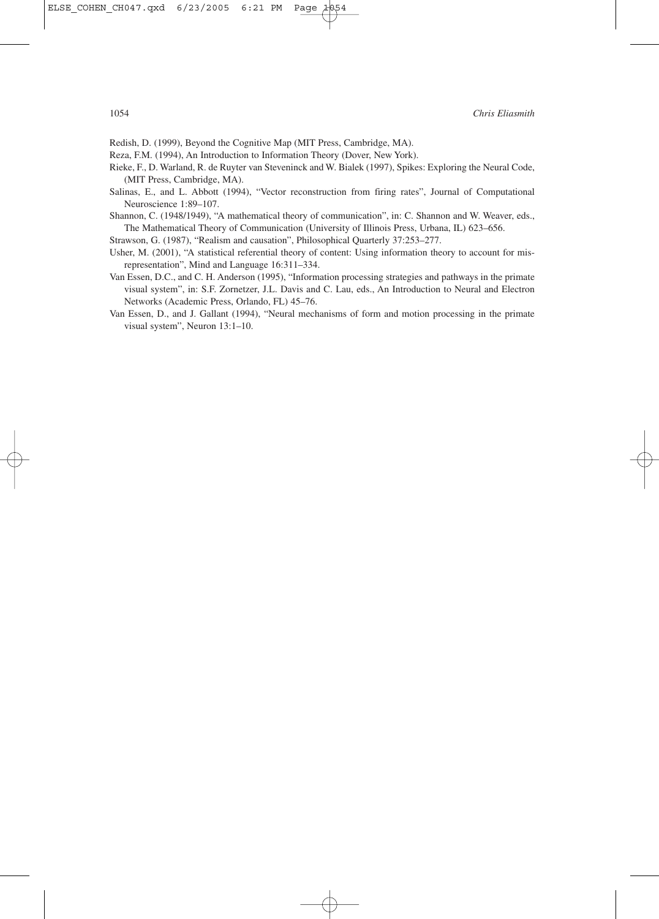Redish, D. (1999), Beyond the Cognitive Map (MIT Press, Cambridge, MA).

Reza, F.M. (1994), An Introduction to Information Theory (Dover, New York).

Rieke, F., D. Warland, R. de Ruyter van Steveninck and W. Bialek (1997), Spikes: Exploring the Neural Code, (MIT Press, Cambridge, MA).

Salinas, E., and L. Abbott (1994), "Vector reconstruction from firing rates", Journal of Computational Neuroscience 1:89–107.

Shannon, C. (1948/1949), "A mathematical theory of communication", in: C. Shannon and W. Weaver, eds., The Mathematical Theory of Communication (University of Illinois Press, Urbana, IL) 623–656.

Strawson, G. (1987), "Realism and causation", Philosophical Quarterly 37:253–277.

Usher, M. (2001), "A statistical referential theory of content: Using information theory to account for misrepresentation", Mind and Language 16:311–334.

Van Essen, D.C., and C. H. Anderson (1995), "Information processing strategies and pathways in the primate visual system", in: S.F. Zornetzer, J.L. Davis and C. Lau, eds., An Introduction to Neural and Electron Networks (Academic Press, Orlando, FL) 45–76.

Van Essen, D., and J. Gallant (1994), "Neural mechanisms of form and motion processing in the primate visual system", Neuron 13:1–10.